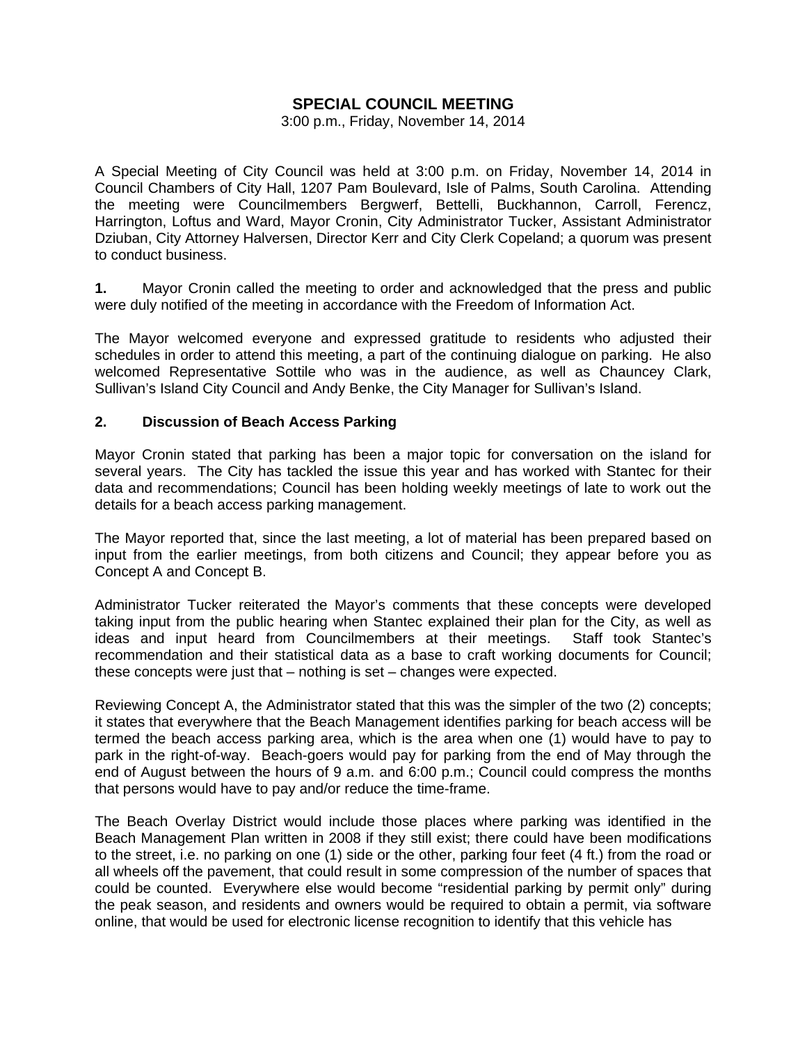# SPECIAL COUNCIL MEETING

3:00 p.m., Friday, November 14, 2014

A Special Meeting of City Council was held at 3:00 p.m. on Friday, November 14, 2014 in Council Chambers of City Hall, 1207 Pam Boulevard, Isle of Palms, South Carolina. Attending the meeting were Councilmembers Bergwerf, Bettelli, Buckhannon, Carroll, Ferencz, Harrington, Loftus and Ward, Mayor Cronin, City Administrator Tucker, Assistant Administrator Dziuban, City Attorney Halversen, Director Kerr and City Clerk Copeland; a quorum was present to conduct business.

**1.** Mayor Cronin called the meeting to order and acknowledged that the press and public were duly notified of the meeting in accordance with the Freedom of Information Act.

The Mayor welcomed everyone and expressed gratitude to residents who adjusted their schedules in order to attend this meeting, a part of the continuing dialogue on parking. He also welcomed Representative Sottile who was in the audience, as well as Chauncey Clark, Sullivan's Island City Council and Andy Benke, the City Manager for Sullivan's Island.

**2. Discussion of Beach Access Parking**

Mayor Cronin stated that parking has been a major topic for conversation on the island for several years. The City has tackled the issue this year and has worked with Stantec for their data and recommendations; Council has been holding weekly meetings of late to work out the details for a beach access parking management.

The Mayor reported that, since the last meeting, a lot of material has been prepared based on input from the earlier meetings, from both citizens and Council; they appear before you as Concept A and Concept B.

Administrator Tucker reiterated the Mayor's comments that these concepts were developed taking input from the public hearing when Stantec explained their plan for the City, as well as ideas and input heard from Councilmembers at their meetings. Staff took Stantec's recommendation and their statistical data as a base to craft working documents for Council; these concepts were just that – nothing is set – changes were expected.

Reviewing Concept A, the Administrator stated that this was the simpler of the two (2) concepts; it states that everywhere that the Beach Management identifies parking for beach access will be termed the beach access parking area, which is the area when one (1) would have to pay to park in the right-of-way. Beach-goers would pay for parking from the end of May through the end of August between the hours of 9 a.m. and 6:00 p.m.; Council could compress the months that persons would have to pay and/or reduce the time-frame.

The Beach Overlay District would include those places where parking was identified in the Beach Management Plan written in 2008 if they still exist; there could have been modifications to the street, i.e. no parking on one (1) side or the other, parking four feet (4 ft.) from the road or all wheels off the pavement, that could result in some compression of the number of spaces that could be counted. Everywhere else would become "residential parking by permit only" during the peak season, and residents and owners would be required to obtain a permit, via software online, that would be used for electronic license recognition to identify that this vehicle has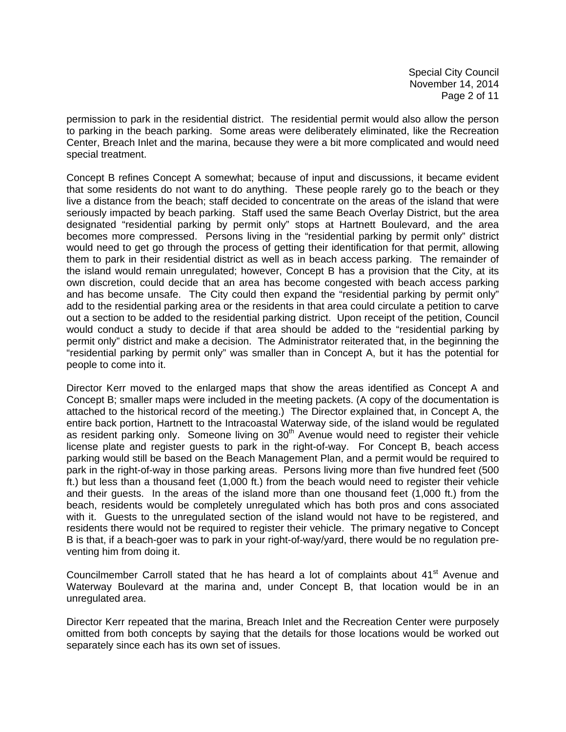permission to park in the residential district. The residential permit would also allow the person to parking in the beach parking. Some areas were deliberately eliminated, like the Recreation Center, Breach Inlet and the marina, because they were a bit more complicated and would need special treatment.

Concept B refines Concept A somewhat; because of input and discussions, it became evident that some residents do not want to do anything. These people rarely go to the beach or they live a distance from the beach; staff decided to concentrate on the areas of the island that were seriously impacted by beach parking. Staff used the same Beach Overlay District, but the area designated "residential parking by permit only" stops at Hartnett Boulevard, and the area becomes more compressed. Persons living in the "residential parking by permit only" district would need to get go through the process of getting their identification for that permit, allowing them to park in their residential district as well as in beach access parking. The remainder of the island would remain unregulated; however, Concept B has a provision that the City, at its own discretion, could decide that an area has become congested with beach access parking and has become unsafe. The City could then expand the "residential parking by permit only" add to the residential parking area or the residents in that area could circulate a petition to carve out a section to be added to the residential parking district. Upon receipt of the petition, Council would conduct a study to decide if that area should be added to the "residential parking by permit only" district and make a decision. The Administrator reiterated that, in the beginning the "residential parking by permit only" was smaller than in Concept A, but it has the potential for people to come into it.

Director Kerr moved to the enlarged maps that show the areas identified as Concept A and Concept B; smaller maps were included in the meeting packets. (A copy of the documentation is attached to the historical record of the meeting.) The Director explained that, in Concept A, the entire back portion, Hartnett to the Intracoastal Waterway side, of the island would be regulated as resident parking only. Someone living on 30th Avenue would need to register their vehicle license plate and register guests to park in the right-of-way. For Concept B, beach access parking would still be based on the Beach Management Plan, and a permit would be required to park in the right-of-way in those parking areas. Persons living more than five hundred feet (500 ft.) but less than a thousand feet (1,000 ft.) from the beach would need to register their vehicle and their guests. In the areas of the island more than one thousand feet (1,000 ft.) from the beach, residents would be completely unregulated which has both pros and cons associated with it. Guests to the unregulated section of the island would not have to be registered, and residents there would not be required to register their vehicle. The primary negative to Concept B is that, if a beach-goer was to park in your right-of-way/yard, there would be no regulation preventing him from doing it.

Councilmember Carroll stated that he has heard a lot of complaints about 41st Avenue and Waterway Boulevard at the marina and, under Concept B, that location would be in an unregulated area.

Director Kerr repeated that the marina, Breach Inlet and the Recreation Center were purposely omitted from both concepts by saying that the details for those locations would be worked out separately since each has its own set of issues.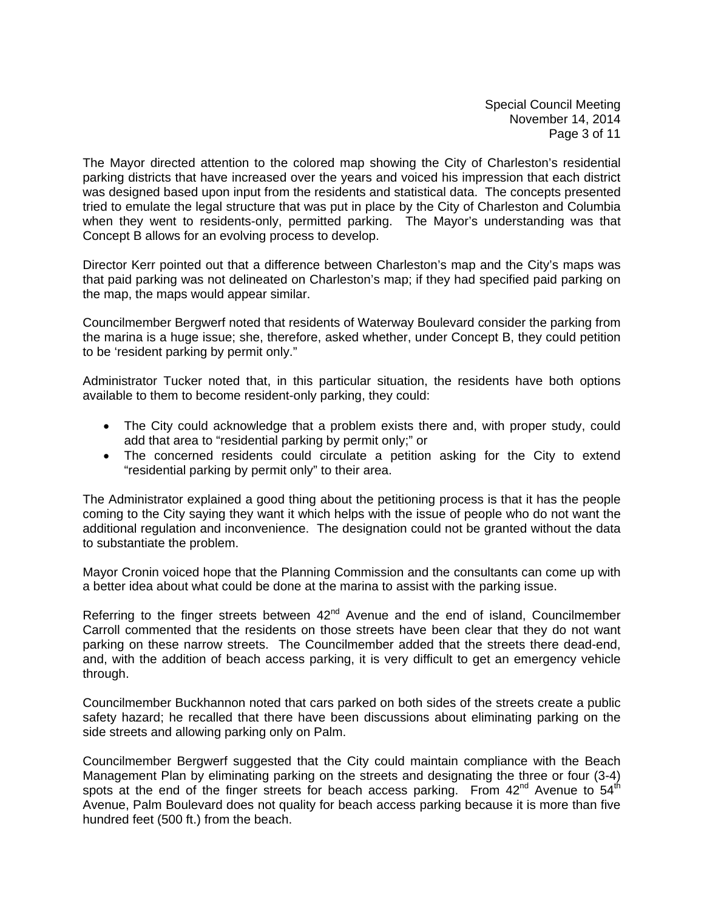The Mayor directed attention to the colored map showing the City of Charleston's residential parking districts that have increased over the years and voiced his impression that each district was designed based upon input from the residents and statistical data. The concepts presented tried to emulate the legal structure that was put in place by the City of Charleston and Columbia when they went to residents-only, permitted parking. The Mayor's understanding was that Concept B allows for an evolving process to develop.

Director Kerr pointed out that a difference between Charleston's map and the City's maps was that paid parking was not delineated on Charleston's map; if they had specified paid parking on the map, the maps would appear similar.

Councilmember Bergwerf noted that residents of Waterway Boulevard consider the parking from the marina is a huge issue; she, therefore, asked whether, under Concept B, they could petition to be 'resident parking by permit only."

Administrator Tucker noted that, in this particular situation, the residents have both options available to them to become resident-only parking, they could:

- The City could acknowledge that a problem exists there and, with proper study, could add that area to "residential parking by permit only;" or
- The concerned residents could circulate a petition asking for the City to extend "residential parking by permit only" to their area.

The Administrator explained a good thing about the petitioning process is that it has the people coming to the City saying they want it which helps with the issue of people who do not want the additional regulation and inconvenience. The designation could not be granted without the data to substantiate the problem.

Mayor Cronin voiced hope that the Planning Commission and the consultants can come up with a better idea about what could be done at the marina to assist with the parking issue.

Referring to the finger streets between 42nd Avenue and the end of island, Councilmember Carroll commented that the residents on those streets have been clear that they do not want parking on these narrow streets. The Councilmember added that the streets there dead-end, and, with the addition of beach access parking, it is very difficult to get an emergency vehicle through.

Councilmember Buckhannon noted that cars parked on both sides of the streets create a public safety hazard; he recalled that there have been discussions about eliminating parking on the side streets and allowing parking only on Palm.

Councilmember Bergwerf suggested that the City could maintain compliance with the Beach Management Plan by eliminating parking on the streets and designating the three or four (3-4) spots at the end of the finger streets for beach access parking. From 42nd Avenue to 54th Avenue, Palm Boulevard does not quality for beach access parking because it is more than five hundred feet (500 ft.) from the beach.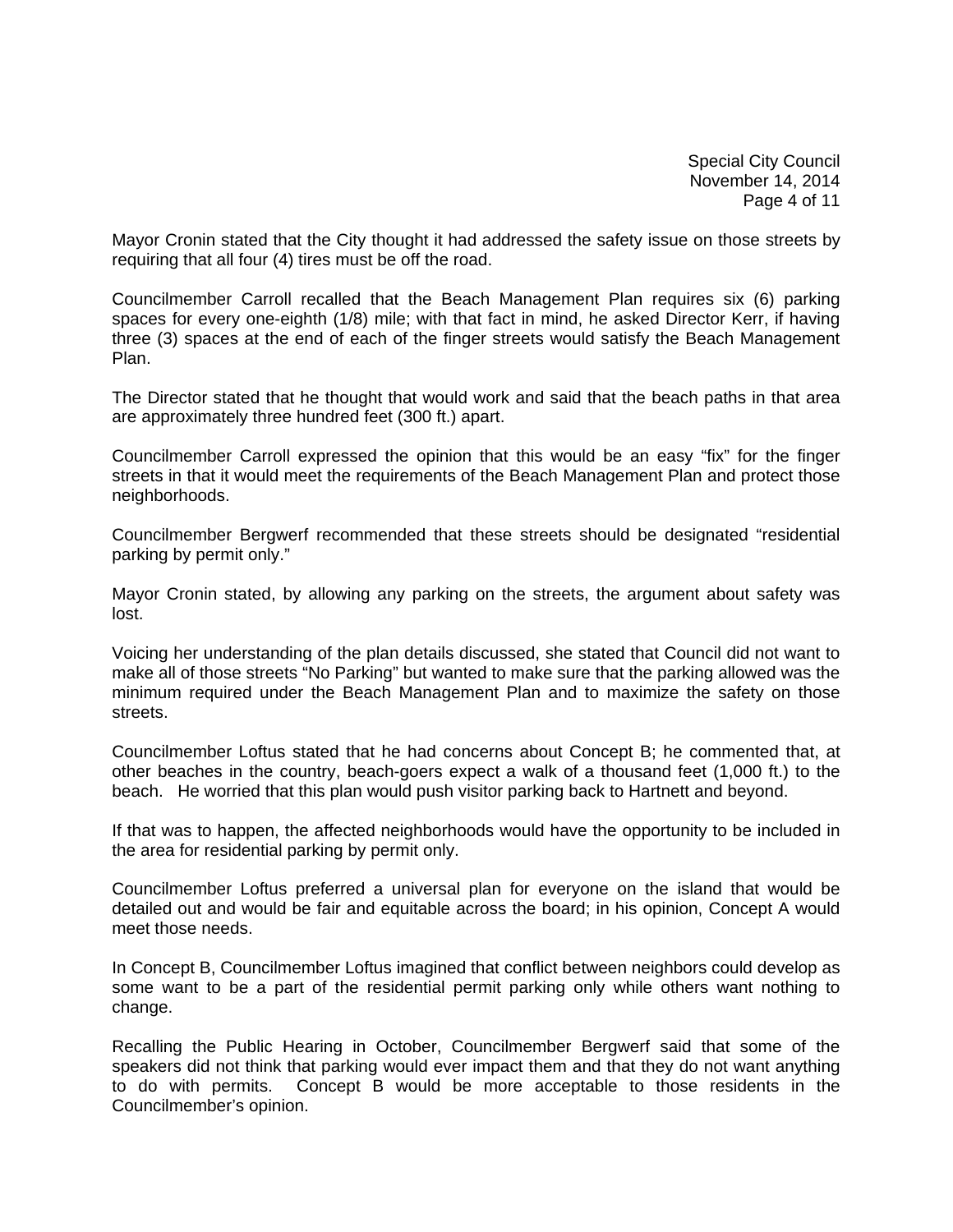Mayor Cronin stated that the City thought it had addressed the safety issue on those streets by requiring that all four (4) tires must be off the road.

Councilmember Carroll recalled that the Beach Management Plan requires six (6) parking spaces for every one-eighth (1/8) mile; with that fact in mind, he asked Director Kerr, if having three (3) spaces at the end of each of the finger streets would satisfy the Beach Management Plan.

The Director stated that he thought that would work and said that the beach paths in that area are approximately three hundred feet (300 ft.) apart.

Councilmember Carroll expressed the opinion that this would be an easy "fix" for the finger streets in that it would meet the requirements of the Beach Management Plan and protect those neighborhoods.

Councilmember Bergwerf recommended that these streets should be designated "residential parking by permit only."

Mayor Cronin stated, by allowing any parking on the streets, the argument about safety was lost.

Voicing her understanding of the plan details discussed, she stated that Council did not want to make all of those streets "No Parking" but wanted to make sure that the parking allowed was the minimum required under the Beach Management Plan and to maximize the safety on those streets.

Councilmember Loftus stated that he had concerns about Concept B; he commented that, at other beaches in the country, beach-goers expect a walk of a thousand feet (1,000 ft.) to the beach. He worried that this plan would push visitor parking back to Hartnett and beyond.

If that was to happen, the affected neighborhoods would have the opportunity to be included in the area for residential parking by permit only.

Councilmember Loftus preferred a universal plan for everyone on the island that would be detailed out and would be fair and equitable across the board; in his opinion, Concept A would meet those needs.

In Concept B, Councilmember Loftus imagined that conflict between neighbors could develop as some want to be a part of the residential permit parking only while others want nothing to change.

Recalling the Public Hearing in October, Councilmember Bergwerf said that some of the speakers did not think that parking would ever impact them and that they do not want anything to do with permits. Concept B would be more acceptable to those residents in the Councilmember's opinion.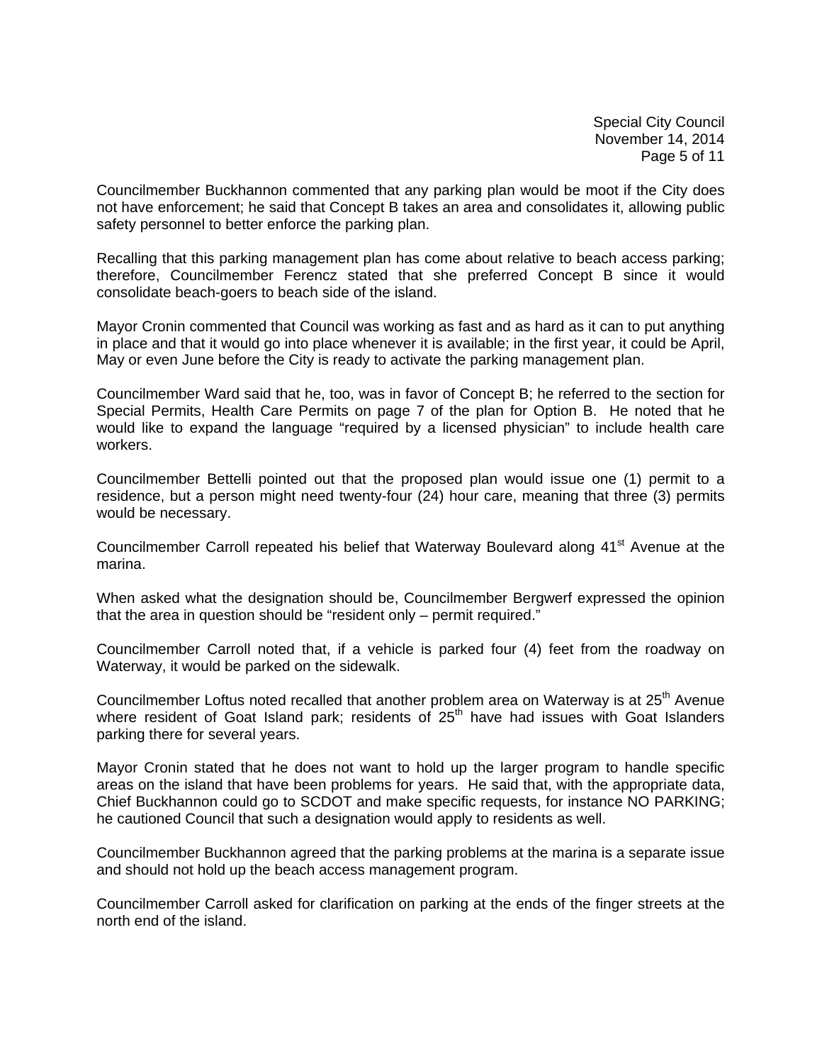Councilmember Buckhannon commented that any parking plan would be moot if the City does not have enforcement; he said that Concept B takes an area and consolidates it, allowing public safety personnel to better enforce the parking plan.

Recalling that this parking management plan has come about relative to beach access parking; therefore, Councilmember Ferencz stated that she preferred Concept B since it would consolidate beach-goers to beach side of the island.

Mayor Cronin commented that Council was working as fast and as hard as it can to put anything in place and that it would go into place whenever it is available; in the first year, it could be April, May or even June before the City is ready to activate the parking management plan.

Councilmember Ward said that he, too, was in favor of Concept B; he referred to the section for Special Permits, Health Care Permits on page 7 of the plan for Option B. He noted that he would like to expand the language "required by a licensed physician" to include health care workers.

Councilmember Bettelli pointed out that the proposed plan would issue one (1) permit to a residence, but a person might need twenty-four (24) hour care, meaning that three (3) permits would be necessary.

Councilmember Carroll repeated his belief that Waterway Boulevard along 41st Avenue at the marina.

When asked what the designation should be, Councilmember Bergwerf expressed the opinion that the area in question should be "resident only – permit required."

Councilmember Carroll noted that, if a vehicle is parked four (4) feet from the roadway on Waterway, it would be parked on the sidewalk.

Councilmember Loftus noted recalled that another problem area on Waterway is at 25th Avenue where resident of Goat Island park; residents of 25th have had issues with Goat Islanders parking there for several years.

Mayor Cronin stated that he does not want to hold up the larger program to handle specific areas on the island that have been problems for years. He said that, with the appropriate data, Chief Buckhannon could go to SCDOT and make specific requests, for instance NO PARKING; he cautioned Council that such a designation would apply to residents as well.

Councilmember Buckhannon agreed that the parking problems at the marina is a separate issue and should not hold up the beach access management program.

Councilmember Carroll asked for clarification on parking at the ends of the finger streets at the north end of the island.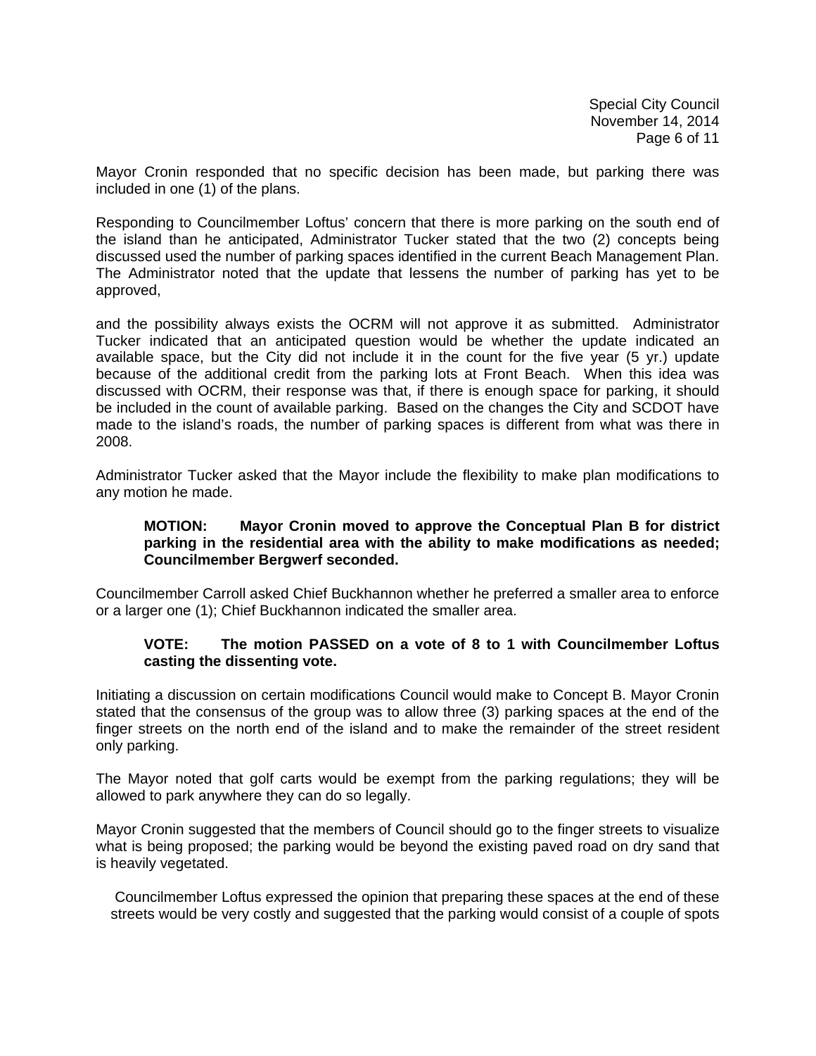Mayor Cronin responded that no specific decision has been made, but parking there was included in one (1) of the plans.

Responding to Councilmember Loftus' concern that there is more parking on the south end of the island than he anticipated, Administrator Tucker stated that the two (2) concepts being discussed used the number of parking spaces identified in the current Beach Management Plan. The Administrator noted that the update that lessens the number of parking has yet to be approved,

and the possibility always exists the OCRM will not approve it as submitted. Administrator Tucker indicated that an anticipated question would be whether the update indicated an available space, but the City did not include it in the count for the five year (5 yr.) update because of the additional credit from the parking lots at Front Beach. When this idea was discussed with OCRM, their response was that, if there is enough space for parking, it should be included in the count of available parking. Based on the changes the City and SCDOT have made to the island's roads, the number of parking spaces is different from what was there in 2008.

Administrator Tucker asked that the Mayor include the flexibility to make plan modifications to any motion he made.

> **MOTION: Mayor Cronin moved to approve the Conceptual Plan B for district parking in the residential area with the ability to make modifications as needed; Councilmember Bergwerf seconded.**

Councilmember Carroll asked Chief Buckhannon whether he preferred a smaller area to enforce or a larger one (1); Chief Buckhannon indicated the smaller area.

> **VOTE: The motion PASSED on a vote of 8 to 1 with Councilmember Loftus casting the dissenting vote.**

Initiating a discussion on certain modifications Council would make to Concept B. Mayor Cronin stated that the consensus of the group was to allow three (3) parking spaces at the end of the finger streets on the north end of the island and to make the remainder of the street resident only parking.

The Mayor noted that golf carts would be exempt from the parking regulations; they will be allowed to park anywhere they can do so legally.

Mayor Cronin suggested that the members of Council should go to the finger streets to visualize what is being proposed; the parking would be beyond the existing paved road on dry sand that is heavily vegetated.

Councilmember Loftus expressed the opinion that preparing these spaces at the end of these streets would be very costly and suggested that the parking would consist of a couple of spots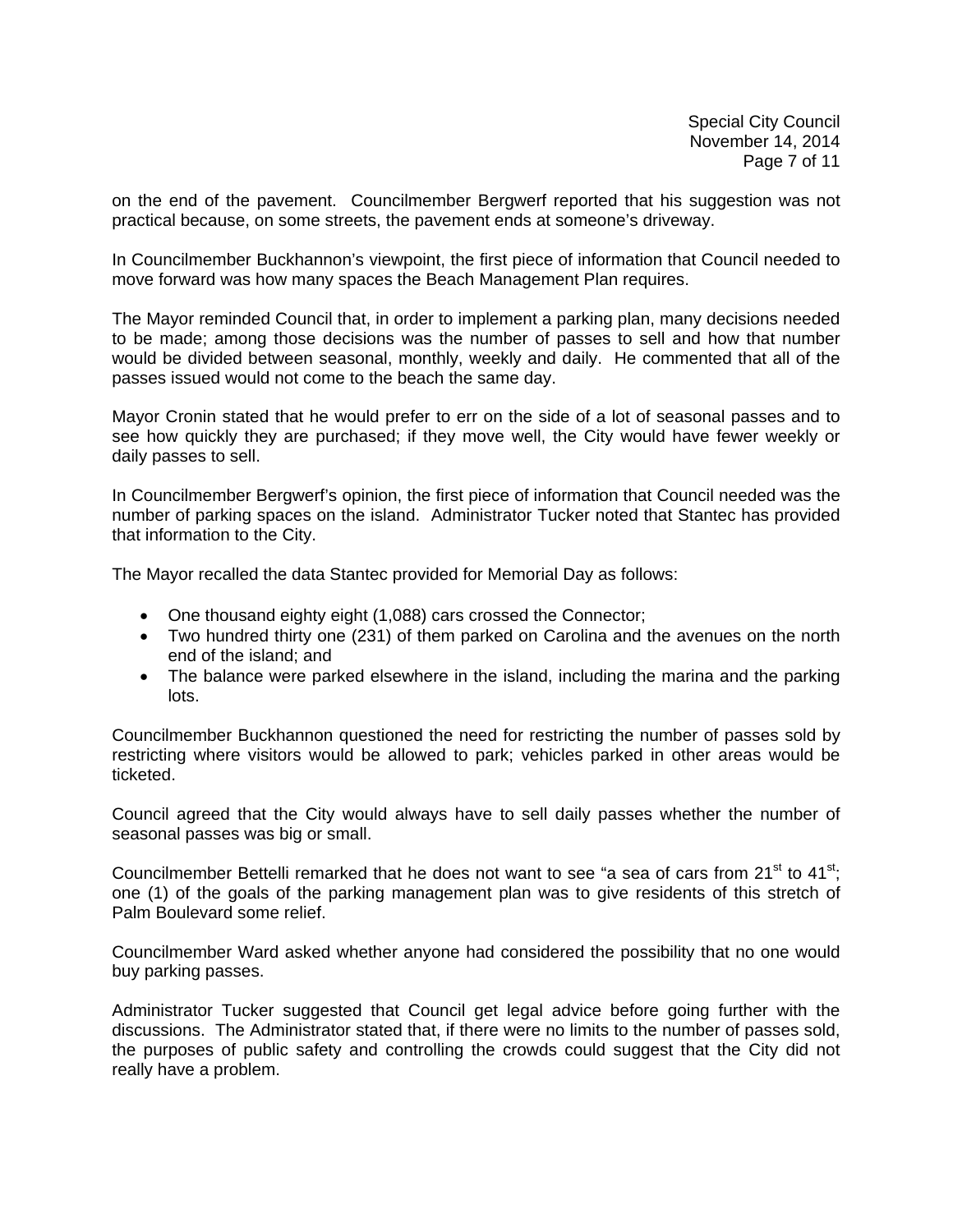on the end of the pavement. Councilmember Bergwerf reported that his suggestion was not practical because, on some streets, the pavement ends at someone's driveway.

In Councilmember Buckhannon's viewpoint, the first piece of information that Council needed to move forward was how many spaces the Beach Management Plan requires.

The Mayor reminded Council that, in order to implement a parking plan, many decisions needed to be made; among those decisions was the number of passes to sell and how that number would be divided between seasonal, monthly, weekly and daily. He commented that all of the passes issued would not come to the beach the same day.

Mayor Cronin stated that he would prefer to err on the side of a lot of seasonal passes and to see how quickly they are purchased; if they move well, the City would have fewer weekly or daily passes to sell.

In Councilmember Bergwerf's opinion, the first piece of information that Council needed was the number of parking spaces on the island. Administrator Tucker noted that Stantec has provided that information to the City.

The Mayor recalled the data Stantec provided for Memorial Day as follows:

- One thousand eighty eight (1,088) cars crossed the Connector;
- Two hundred thirty one (231) of them parked on Carolina and the avenues on the north end of the island; and
- The balance were parked elsewhere in the island, including the marina and the parking lots.

Councilmember Buckhannon questioned the need for restricting the number of passes sold by restricting where visitors would be allowed to park; vehicles parked in other areas would be ticketed.

Council agreed that the City would always have to sell daily passes whether the number of seasonal passes was big or small.

Councilmember Bettelli remarked that he does not want to see "a sea of cars from 21st to 41st; one (1) of the goals of the parking management plan was to give residents of this stretch of Palm Boulevard some relief.

Councilmember Ward asked whether anyone had considered the possibility that no one would buy parking passes.

Administrator Tucker suggested that Council get legal advice before going further with the discussions. The Administrator stated that, if there were no limits to the number of passes sold, the purposes of public safety and controlling the crowds could suggest that the City did not really have a problem.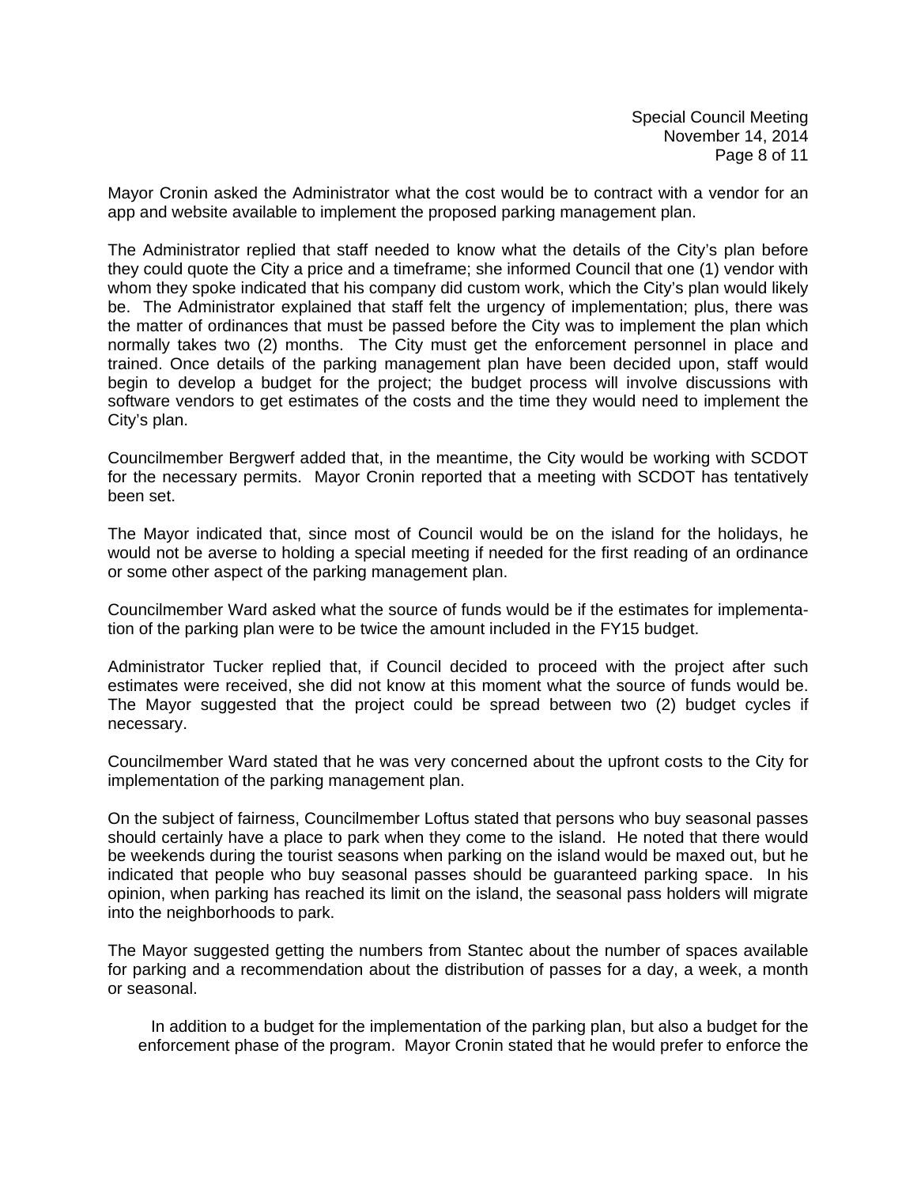Mayor Cronin asked the Administrator what the cost would be to contract with a vendor for an app and website available to implement the proposed parking management plan.

The Administrator replied that staff needed to know what the details of the City's plan before they could quote the City a price and a timeframe; she informed Council that one (1) vendor with whom they spoke indicated that his company did custom work, which the City's plan would likely be. The Administrator explained that staff felt the urgency of implementation; plus, there was the matter of ordinances that must be passed before the City was to implement the plan which normally takes two (2) months. The City must get the enforcement personnel in place and trained. Once details of the parking management plan have been decided upon, staff would begin to develop a budget for the project; the budget process will involve discussions with software vendors to get estimates of the costs and the time they would need to implement the City's plan.

Councilmember Bergwerf added that, in the meantime, the City would be working with SCDOT for the necessary permits. Mayor Cronin reported that a meeting with SCDOT has tentatively been set.

The Mayor indicated that, since most of Council would be on the island for the holidays, he would not be averse to holding a special meeting if needed for the first reading of an ordinance or some other aspect of the parking management plan.

Councilmember Ward asked what the source of funds would be if the estimates for implementation of the parking plan were to be twice the amount included in the FY15 budget.

Administrator Tucker replied that, if Council decided to proceed with the project after such estimates were received, she did not know at this moment what the source of funds would be. The Mayor suggested that the project could be spread between two (2) budget cycles if necessary.

Councilmember Ward stated that he was very concerned about the upfront costs to the City for implementation of the parking management plan.

On the subject of fairness, Councilmember Loftus stated that persons who buy seasonal passes should certainly have a place to park when they come to the island. He noted that there would be weekends during the tourist seasons when parking on the island would be maxed out, but he indicated that people who buy seasonal passes should be guaranteed parking space. In his opinion, when parking has reached its limit on the island, the seasonal pass holders will migrate into the neighborhoods to park.

The Mayor suggested getting the numbers from Stantec about the number of spaces available for parking and a recommendation about the distribution of passes for a day, a week, a month or seasonal.

In addition to a budget for the implementation of the parking plan, but also a budget for the enforcement phase of the program. Mayor Cronin stated that he would prefer to enforce the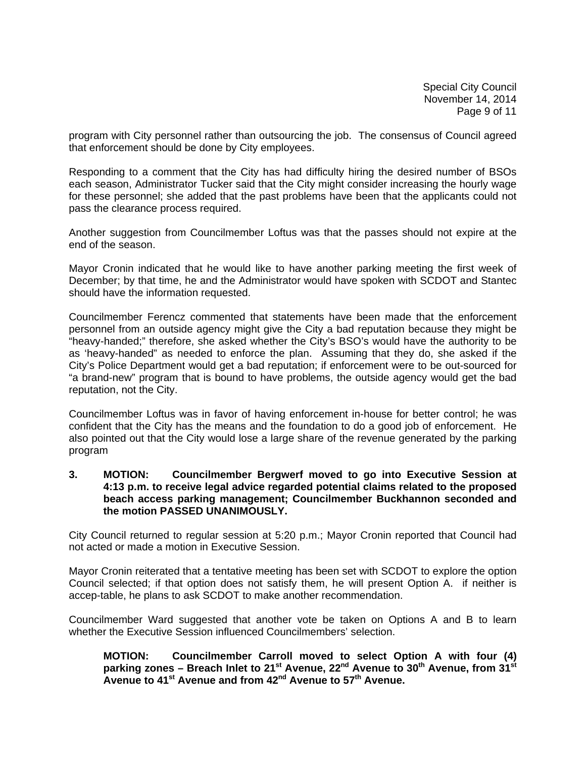program with City personnel rather than outsourcing the job. The consensus of Council agreed that enforcement should be done by City employees.

Responding to a comment that the City has had difficulty hiring the desired number of BSOs each season, Administrator Tucker said that the City might consider increasing the hourly wage for these personnel; she added that the past problems have been that the applicants could not pass the clearance process required.

Another suggestion from Councilmember Loftus was that the passes should not expire at the end of the season.

Mayor Cronin indicated that he would like to have another parking meeting the first week of December; by that time, he and the Administrator would have spoken with SCDOT and Stantec should have the information requested.

Councilmember Ferencz commented that statements have been made that the enforcement personnel from an outside agency might give the City a bad reputation because they might be "heavy-handed;" therefore, she asked whether the City's BSO's would have the authority to be as 'heavy-handed" as needed to enforce the plan. Assuming that they do, she asked if the City's Police Department would get a bad reputation; if enforcement were to be out-sourced for "a brand-new" program that is bound to have problems, the outside agency would get the bad reputation, not the City.

Councilmember Loftus was in favor of having enforcement in-house for better control; he was confident that the City has the means and the foundation to do a good job of enforcement. He also pointed out that the City would lose a large share of the revenue generated by the parking program

**3. MOTION: Councilmember Bergwerf moved to go into Executive Session at 4:13 p.m. to receive legal advice regarded potential claims related to the proposed beach access parking management; Councilmember Buckhannon seconded and the motion PASSED UNANIMOUSLY.**

City Council returned to regular session at 5:20 p.m.; Mayor Cronin reported that Council had not acted or made a motion in Executive Session.

Mayor Cronin reiterated that a tentative meeting has been set with SCDOT to explore the option Council selected; if that option does not satisfy them, he will present Option A. if neither is accep-table, he plans to ask SCDOT to make another recommendation.

Councilmember Ward suggested that another vote be taken on Options A and B to learn whether the Executive Session influenced Councilmembers' selection.

**MOTION: Councilmember Carroll moved to select Option A with four (4) parking zones – Breach Inlet to 21st Avenue, 22nd Avenue to 30th Avenue, from 31st Avenue to 41st Avenue and from 42nd Avenue to 57th Avenue.**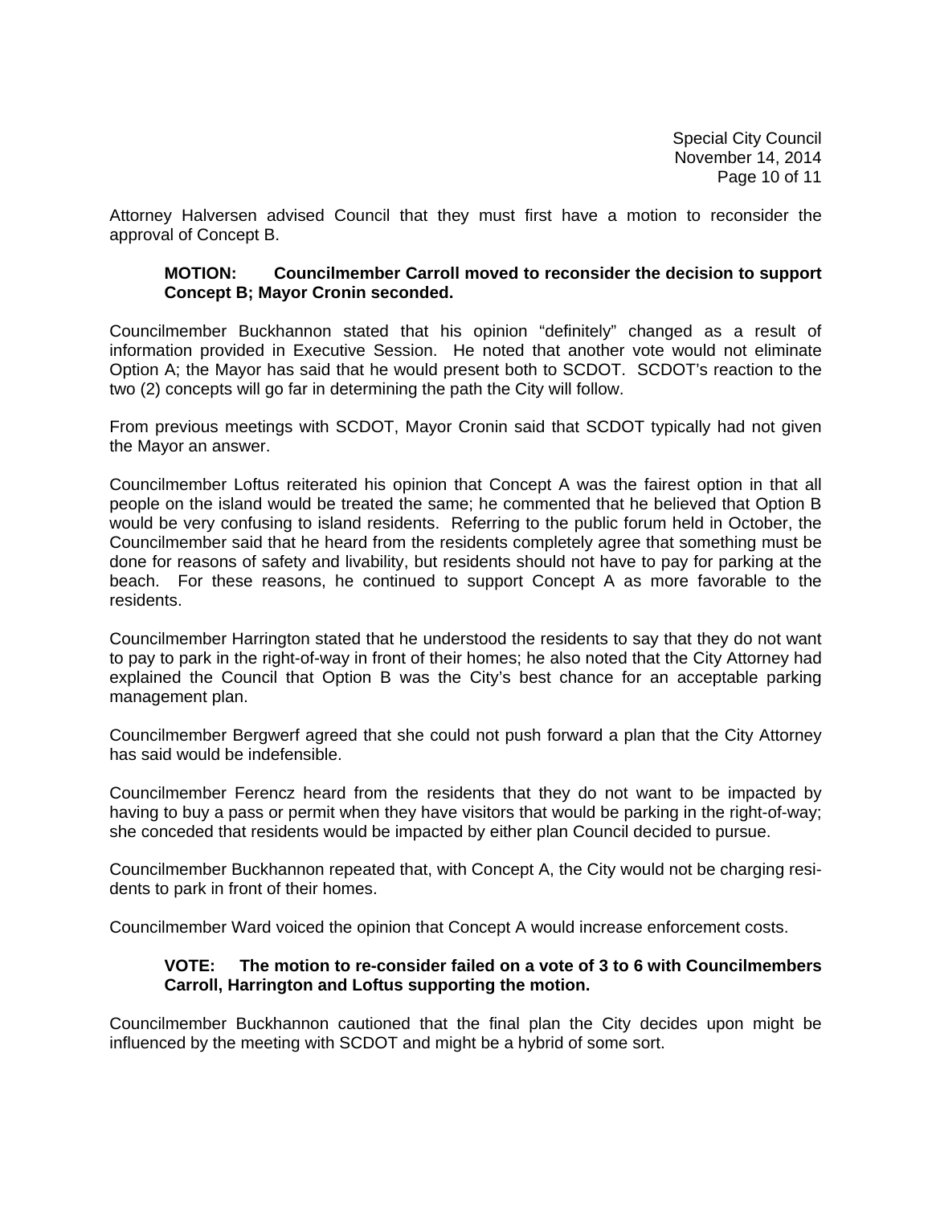Attorney Halversen advised Council that they must first have a motion to reconsider the approval of Concept B.

**MOTION: Councilmember Carroll moved to reconsider the decision to support Concept B; Mayor Cronin seconded.**

Councilmember Buckhannon stated that his opinion "definitely" changed as a result of information provided in Executive Session. He noted that another vote would not eliminate Option A; the Mayor has said that he would present both to SCDOT. SCDOT's reaction to the two (2) concepts will go far in determining the path the City will follow.

From previous meetings with SCDOT, Mayor Cronin said that SCDOT typically had not given the Mayor an answer.

Councilmember Loftus reiterated his opinion that Concept A was the fairest option in that all people on the island would be treated the same; he commented that he believed that Option B would be very confusing to island residents. Referring to the public forum held in October, the Councilmember said that he heard from the residents completely agree that something must be done for reasons of safety and livability, but residents should not have to pay for parking at the beach. For these reasons, he continued to support Concept A as more favorable to the residents.

Councilmember Harrington stated that he understood the residents to say that they do not want to pay to park in the right-of-way in front of their homes; he also noted that the City Attorney had explained the Council that Option B was the City's best chance for an acceptable parking management plan.

Councilmember Bergwerf agreed that she could not push forward a plan that the City Attorney has said would be indefensible.

Councilmember Ferencz heard from the residents that they do not want to be impacted by having to buy a pass or permit when they have visitors that would be parking in the right-of-way; she conceded that residents would be impacted by either plan Council decided to pursue.

Councilmember Buckhannon repeated that, with Concept A, the City would not be charging residents to park in front of their homes.

Councilmember Ward voiced the opinion that Concept A would increase enforcement costs.

**VOTE: The motion to re-consider failed on a vote of 3 to 6 with Councilmembers Carroll, Harrington and Loftus supporting the motion.**

Councilmember Buckhannon cautioned that the final plan the City decides upon might be influenced by the meeting with SCDOT and might be a hybrid of some sort.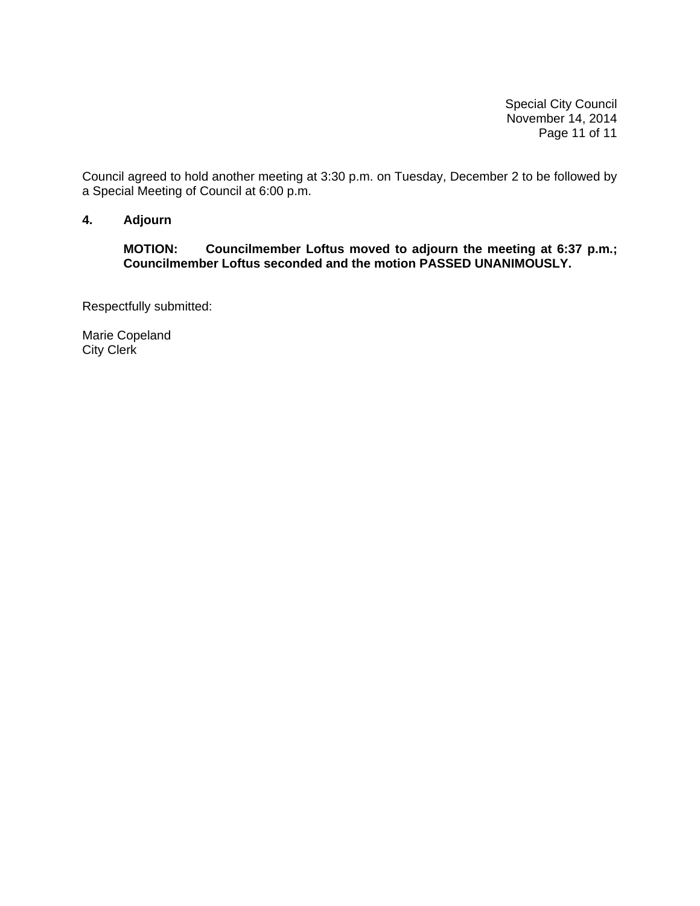Council agreed to hold another meeting at 3:30 p.m. on Tuesday, December 2 to be followed by a Special Meeting of Council at 6:00 p.m.

## 4. Adjourn

**MOTION: Councilmember Loftus moved to adjourn the meeting at 6:37 p.m.; Councilmember Loftus seconded and the motion PASSED UNANIMOUSLY.**

Respectfully submitted:

Marie Copeland
City Clerk